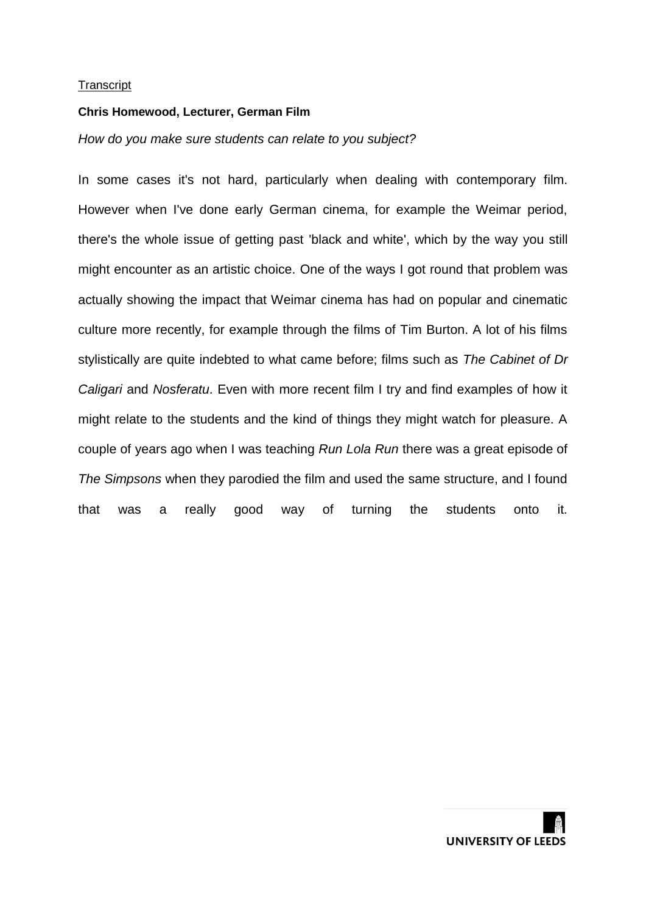Transcript

**Chris Homewood, Lecturer, German Film**

*How do you make sure students can relate to you subject?*

In some cases it's not hard, particularly when dealing with contemporary film. However when I've done early German cinema, for example the Weimar period, there's the whole issue of getting past 'black and white', which by the way you still might encounter as an artistic choice. One of the ways I got round that problem was actually showing the impact that Weimar cinema has had on popular and cinematic culture more recently, for example through the films of Tim Burton. A lot of his films stylistically are quite indebted to what came before; films such as *The Cabinet of Dr Caligari* and *Nosferatu*. Even with more recent film I try and find examples of how it might relate to the students and the kind of things they might watch for pleasure. A couple of years ago when I was teaching *Run Lola Run* there was a great episode of *The Simpsons* when they parodied the film and used the same structure, and I found that was a really good way of turning the students onto it.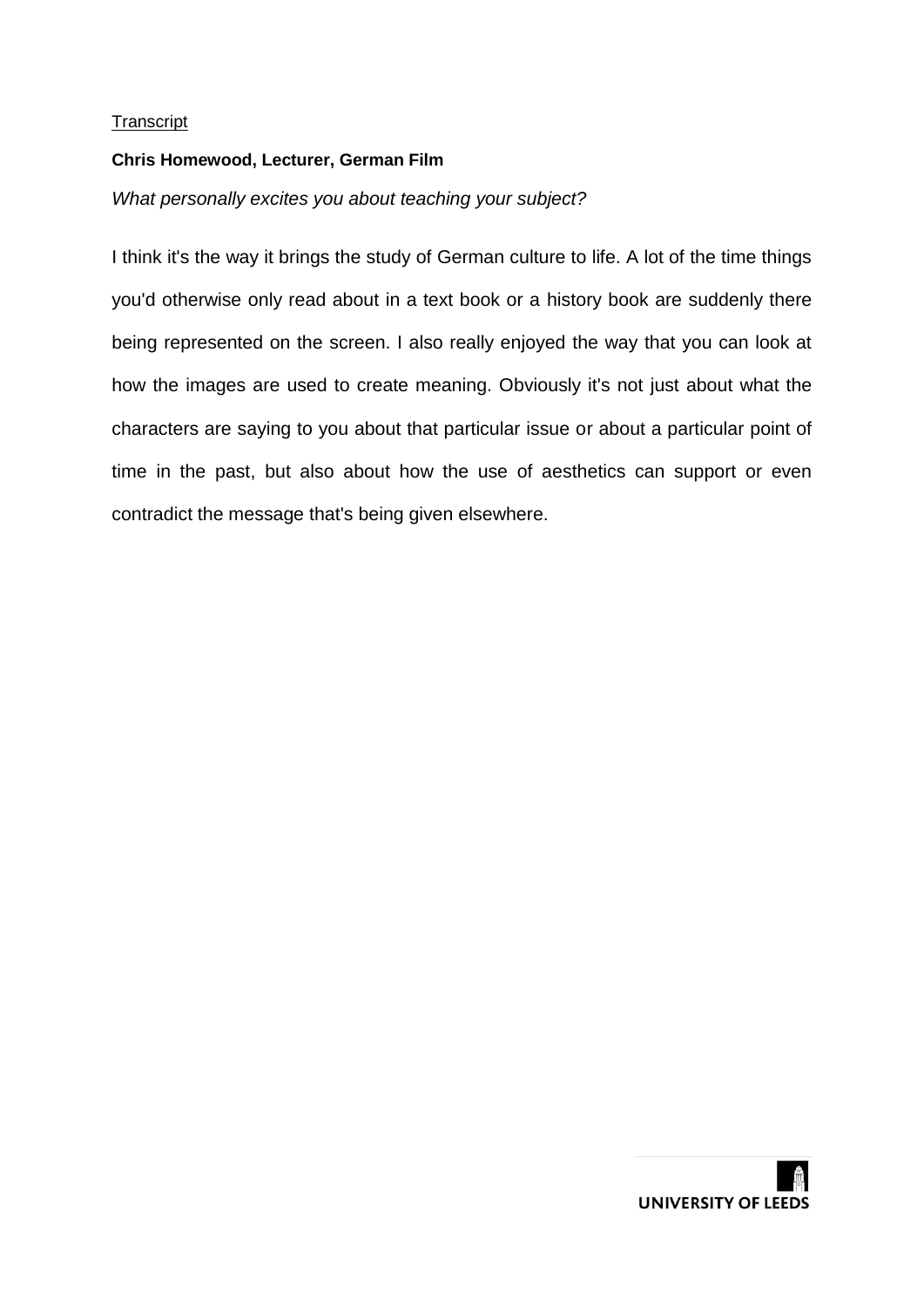<u>Transcript</u>

**Chris Homewood, Lecturer, German Film**

*What personally excites you about teaching your subject?*

I think it's the way it brings the study of German culture to life. A lot of the time things you'd otherwise only read about in a text book or a history book are suddenly there being represented on the screen. I also really enjoyed the way that you can look at how the images are used to create meaning. Obviously it's not just about what the characters are saying to you about that particular issue or about a particular point of time in the past, but also about how the use of aesthetics can support or even contradict the message that's being given elsewhere.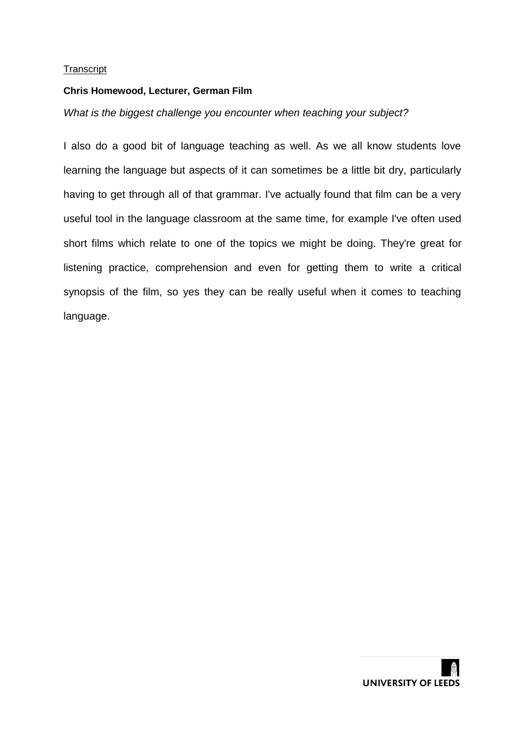Transcript

**Chris Homewood, Lecturer, German Film**

*What is the biggest challenge you encounter when teaching your subject?*

I also do a good bit of language teaching as well. As we all know students love learning the language but aspects of it can sometimes be a little bit dry, particularly having to get through all of that grammar. I've actually found that film can be a very useful tool in the language classroom at the same time, for example I've often used short films which relate to one of the topics we might be doing. They're great for listening practice, comprehension and even for getting them to write a critical synopsis of the film, so yes they can be really useful when it comes to teaching language.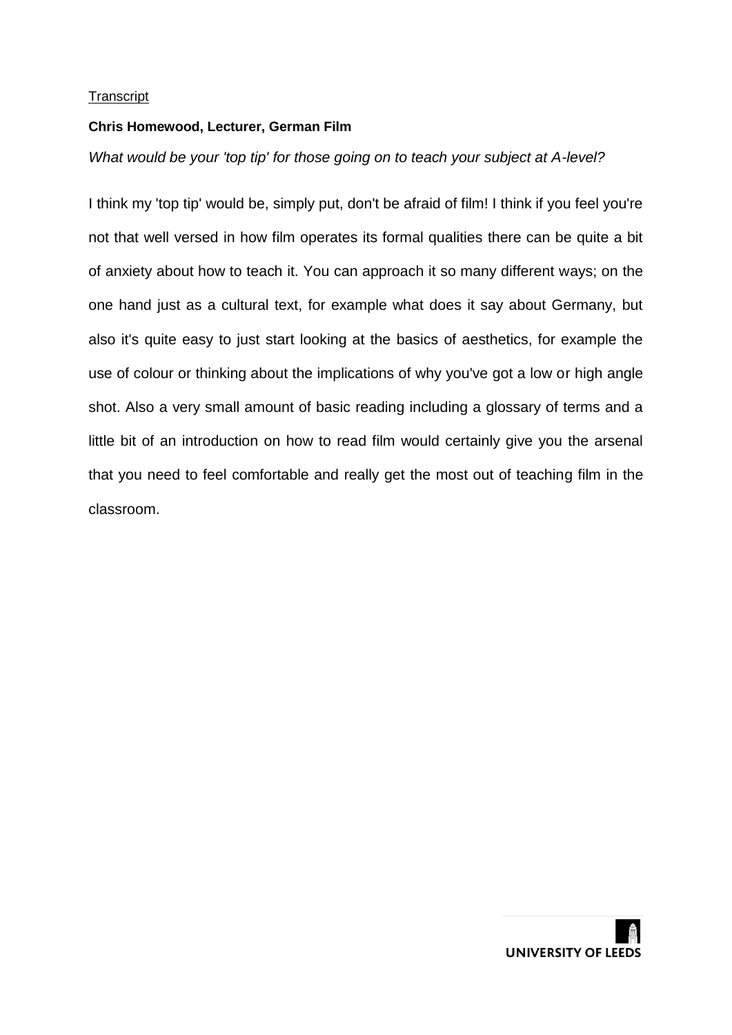<u>Transcript</u>

**Chris Homewood, Lecturer, German Film**

*What would be your 'top tip' for those going on to teach your subject at A-level?*

I think my 'top tip' would be, simply put, don't be afraid of film! I think if you feel you're not that well versed in how film operates its formal qualities there can be quite a bit of anxiety about how to teach it. You can approach it so many different ways; on the one hand just as a cultural text, for example what does it say about Germany, but also it's quite easy to just start looking at the basics of aesthetics, for example the use of colour or thinking about the implications of why you've got a low or high angle shot. Also a very small amount of basic reading including a glossary of terms and a little bit of an introduction on how to read film would certainly give you the arsenal that you need to feel comfortable and really get the most out of teaching film in the classroom.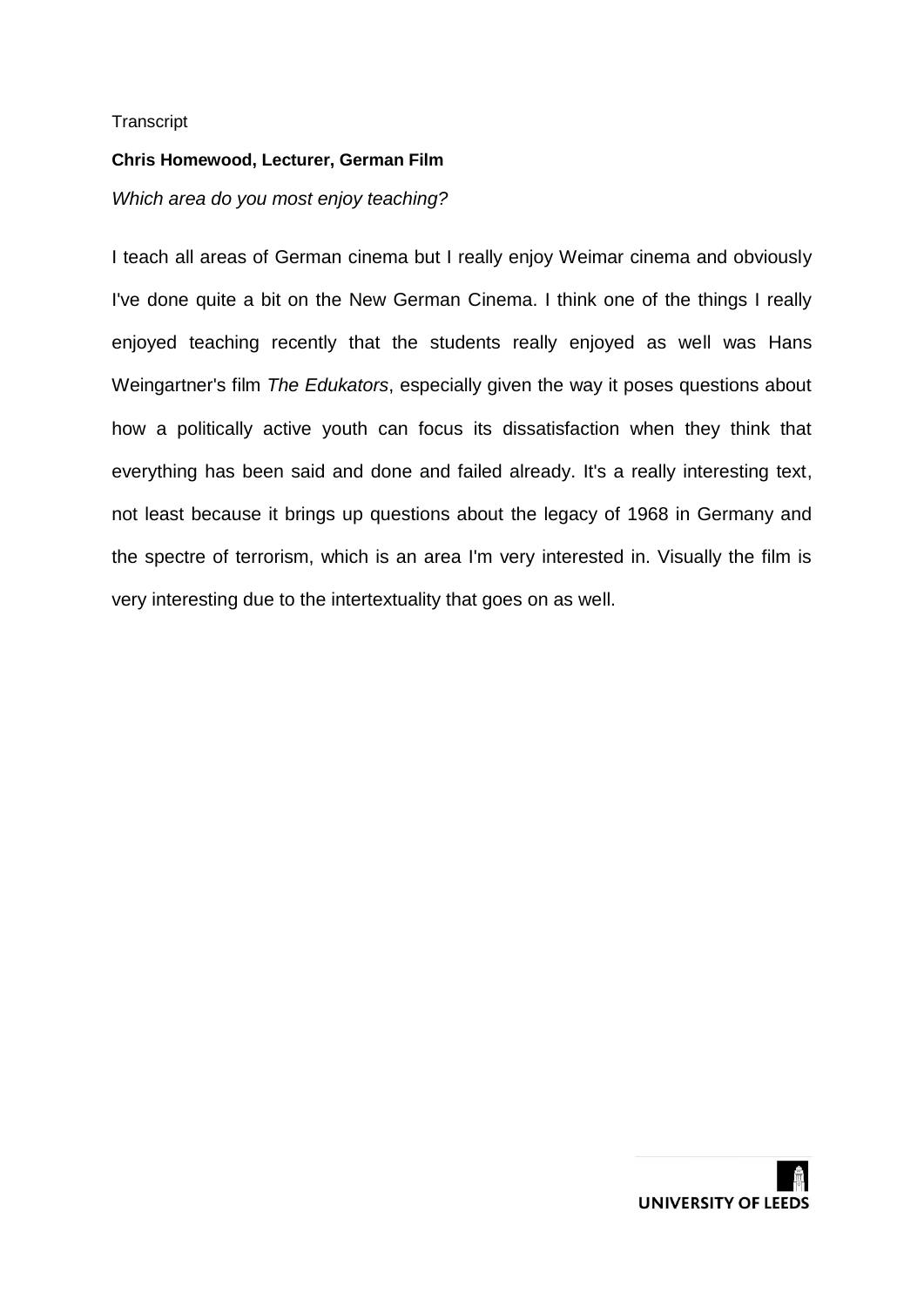Transcript

**Chris Homewood, Lecturer, German Film**

*Which area do you most enjoy teaching?*

I teach all areas of German cinema but I really enjoy Weimar cinema and obviously I've done quite a bit on the New German Cinema. I think one of the things I really enjoyed teaching recently that the students really enjoyed as well was Hans Weingartner's film *The Edukators*, especially given the way it poses questions about how a politically active youth can focus its dissatisfaction when they think that everything has been said and done and failed already. It's a really interesting text, not least because it brings up questions about the legacy of 1968 in Germany and the spectre of terrorism, which is an area I'm very interested in. Visually the film is very interesting due to the intertextuality that goes on as well.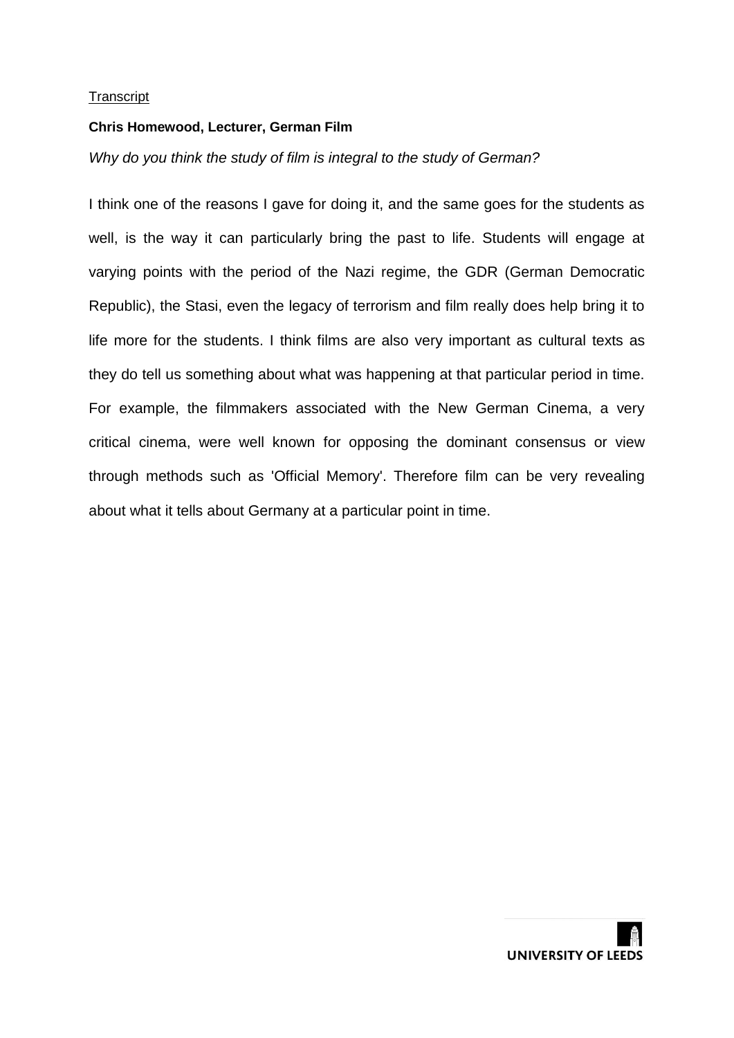Transcript

**Chris Homewood, Lecturer, German Film**

*Why do you think the study of film is integral to the study of German?*

I think one of the reasons I gave for doing it, and the same goes for the students as well, is the way it can particularly bring the past to life. Students will engage at varying points with the period of the Nazi regime, the GDR (German Democratic Republic), the Stasi, even the legacy of terrorism and film really does help bring it to life more for the students. I think films are also very important as cultural texts as they do tell us something about what was happening at that particular period in time. For example, the filmmakers associated with the New German Cinema, a very critical cinema, were well known for opposing the dominant consensus or view through methods such as 'Official Memory'. Therefore film can be very revealing about what it tells about Germany at a particular point in time.

UNIVERSITY OF LEEDS